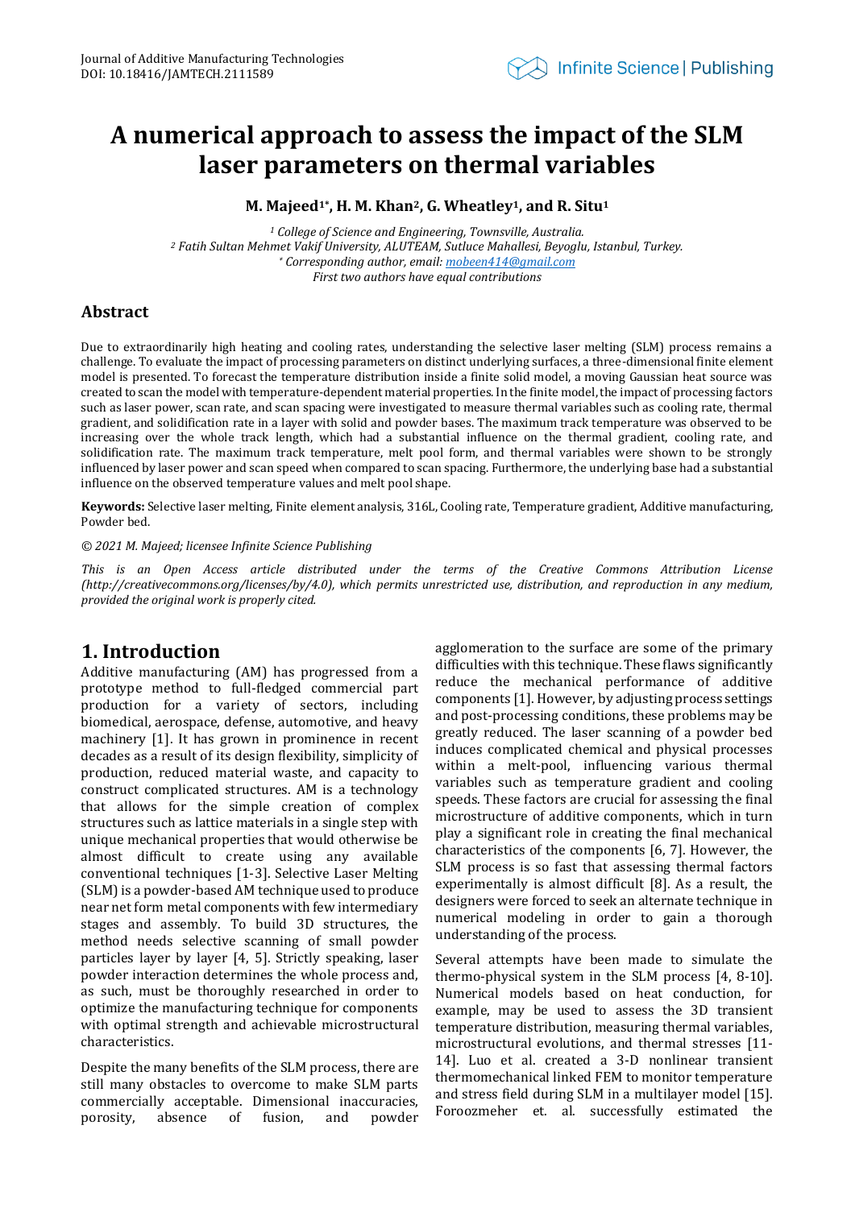Journal of Additive Manufacturing Technologies
DOI: 10.18416/JAMTECH.2111589

# A numerical approach to assess the impact of the SLM laser parameters on thermal variables

**M. Majeed[1*], H. M. Khan[2], G. Wheatley[1], and R. Situ[1]**

*[1] College of Science and Engineering, Townsville, Australia.*
*[2] Fatih Sultan Mehmet Vakif University, ALUTEAM, Sutluce Mahallesi, Beyoglu, Istanbul, Turkey.*
*[*] Corresponding author, email: mobeen414@gmail.com*
*First two authors have equal contributions*

## Abstract

Due to extraordinarily high heating and cooling rates, understanding the selective laser melting (SLM) process remains a challenge. To evaluate the impact of processing parameters on distinct underlying surfaces, a three-dimensional finite element model is presented. To forecast the temperature distribution inside a finite solid model, a moving Gaussian heat source was created to scan the model with temperature-dependent material properties. In the finite model, the impact of processing factors such as laser power, scan rate, and scan spacing were investigated to measure thermal variables such as cooling rate, thermal gradient, and solidification rate in a layer with solid and powder bases. The maximum track temperature was observed to be increasing over the whole track length, which had a substantial influence on the thermal gradient, cooling rate, and solidification rate. The maximum track temperature, melt pool form, and thermal variables were shown to be strongly influenced by laser power and scan speed when compared to scan spacing. Furthermore, the underlying base had a substantial influence on the observed temperature values and melt pool shape.

**Keywords:** Selective laser melting, Finite element analysis, 316L, Cooling rate, Temperature gradient, Additive manufacturing, Powder bed.

*© 2021 M. Majeed; licensee Infinite Science Publishing*

*This is an Open Access article distributed under the terms of the Creative Commons Attribution License (http://creativecommons.org/licenses/by/4.0), which permits unrestricted use, distribution, and reproduction in any medium, provided the original work is properly cited.*

## 1. Introduction

Additive manufacturing (AM) has progressed from a prototype method to full-fledged commercial part production for a variety of sectors, including biomedical, aerospace, defense, automotive, and heavy machinery [1]. It has grown in prominence in recent decades as a result of its design flexibility, simplicity of production, reduced material waste, and capacity to construct complicated structures. AM is a technology that allows for the simple creation of complex structures such as lattice materials in a single step with unique mechanical properties that would otherwise be almost difficult to create using any available conventional techniques [1-3]. Selective Laser Melting (SLM) is a powder-based AM technique used to produce near net form metal components with few intermediary stages and assembly. To build 3D structures, the method needs selective scanning of small powder particles layer by layer [4, 5]. Strictly speaking, laser powder interaction determines the whole process and, as such, must be thoroughly researched in order to optimize the manufacturing technique for components with optimal strength and achievable microstructural characteristics.

Despite the many benefits of the SLM process, there are still many obstacles to overcome to make SLM parts commercially acceptable. Dimensional inaccuracies, porosity, absence of fusion, and powder agglomeration to the surface are some of the primary difficulties with this technique. These flaws significantly reduce the mechanical performance of additive components [1]. However, by adjusting process settings and post-processing conditions, these problems may be greatly reduced. The laser scanning of a powder bed induces complicated chemical and physical processes within a melt-pool, influencing various thermal variables such as temperature gradient and cooling speeds. These factors are crucial for assessing the final microstructure of additive components, which in turn play a significant role in creating the final mechanical characteristics of the components [6, 7]. However, the SLM process is so fast that assessing thermal factors experimentally is almost difficult [8]. As a result, the designers were forced to seek an alternate technique in numerical modeling in order to gain a thorough understanding of the process.

Several attempts have been made to simulate the thermo-physical system in the SLM process [4, 8-10]. Numerical models based on heat conduction, for example, may be used to assess the 3D transient temperature distribution, measuring thermal variables, microstructural evolutions, and thermal stresses [11-14]. Luo et al. created a 3-D nonlinear transient thermomechanical linked FEM to monitor temperature and stress field during SLM in a multilayer model [15]. Foroozmeher et. al. successfully estimated the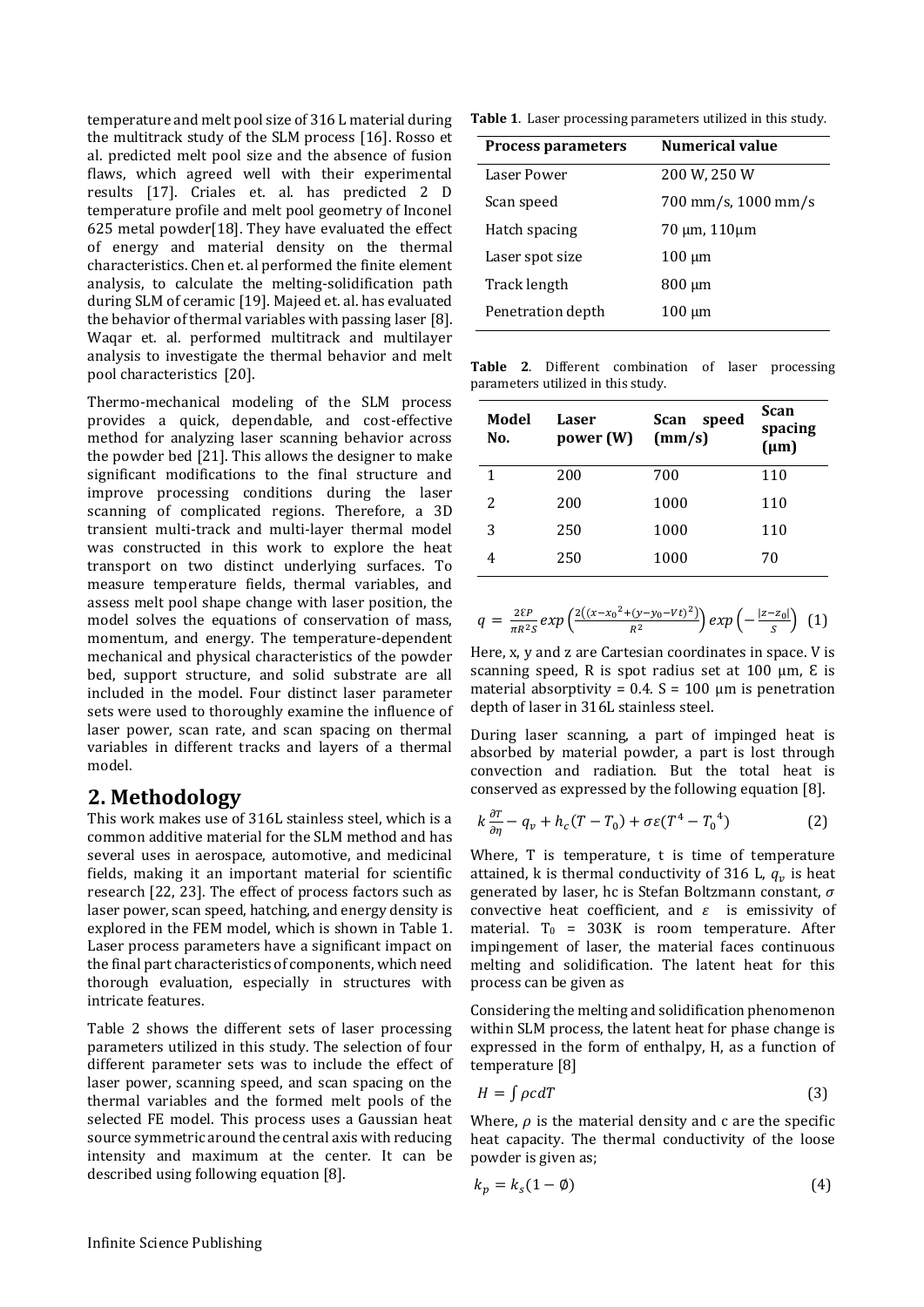temperature and melt pool size of 316 L material during the multitrack study of the SLM process [16]. Rosso et al. predicted melt pool size and the absence of fusion flaws, which agreed well with their experimental results [17]. Criales et. al. has predicted 2 D temperature profile and melt pool geometry of Inconel 625 metal powder[18]. They have evaluated the effect of energy and material density on the thermal characteristics. Chen et. al performed the finite element analysis, to calculate the melting-solidification path during SLM of ceramic [19]. Majeed et. al. has evaluated the behavior of thermal variables with passing laser [8]. Waqar et. al. performed multitrack and multilayer analysis to investigate the thermal behavior and melt pool characteristics [20].

Thermo-mechanical modeling of the SLM process provides a quick, dependable, and cost-effective method for analyzing laser scanning behavior across the powder bed [21]. This allows the designer to make significant modifications to the final structure and improve processing conditions during the laser scanning of complicated regions. Therefore, a 3D transient multi-track and multi-layer thermal model was constructed in this work to explore the heat transport on two distinct underlying surfaces. To measure temperature fields, thermal variables, and assess melt pool shape change with laser position, the model solves the equations of conservation of mass, momentum, and energy. The temperature-dependent mechanical and physical characteristics of the powder bed, support structure, and solid substrate are all included in the model. Four distinct laser parameter sets were used to thoroughly examine the influence of laser power, scan rate, and scan spacing on thermal variables in different tracks and layers of a thermal model.

## 2. Methodology

This work makes use of 316L stainless steel, which is a common additive material for the SLM method and has several uses in aerospace, automotive, and medicinal fields, making it an important material for scientific research [22, 23]. The effect of process factors such as laser power, scan speed, hatching, and energy density is explored in the FEM model, which is shown in Table 1. Laser process parameters have a significant impact on the final part characteristics of components, which need thorough evaluation, especially in structures with intricate features.

Table 2 shows the different sets of laser processing parameters utilized in this study. The selection of four different parameter sets was to include the effect of laser power, scanning speed, and scan spacing on the thermal variables and the formed melt pools of the selected FE model. This process uses a Gaussian heat source symmetric around the central axis with reducing intensity and maximum at the center. It can be described using following equation [8].

**Table 1**. Laser processing parameters utilized in this study.

| Process parameters | Numerical value |
|---|---|
| Laser Power | 200 W, 250 W |
| Scan speed | 700 mm/s, 1000 mm/s |
| Hatch spacing | 70 µm, 110µm |
| Laser spot size | 100 µm |
| Track length | 800 µm |
| Penetration depth | 100 µm |

**Table 2**. Different combination of laser processing parameters utilized in this study.

| Model No. | Laser power (W) | Scan speed (mm/s) | Scan spacing (µm) |
|---|---|---|---|
| 1 | 200 | 700 | 110 |
| 2 | 200 | 1000 | 110 |
| 3 | 250 | 1000 | 110 |
| 4 | 250 | 1000 | 70 |

$$q = \frac{2\mathcal{E}P}{\pi R^2 S} exp\left(\frac{2\left((x-x_0{}^2+(y-y_0-Vt)^2\right)}{R^2}\right) exp\left(-\frac{|z-z_0|}{S}\right) \quad (1)$$

Here, x, y and z are Cartesian coordinates in space. V is scanning speed, R is spot radius set at 100 µm, Ɛ is material absorptivity = 0.4. S = 100 µm is penetration depth of laser in 316L stainless steel.

During laser scanning, a part of impinged heat is absorbed by material powder, a part is lost through convection and radiation. But the total heat is conserved as expressed by the following equation [8].

$$k\frac{\partial T}{\partial \eta} - q_v + h_c(T - T_0) + \sigma\varepsilon(T^4 - T_0{}^4) \quad (2)$$

Where, T is temperature, t is time of temperature attained, k is thermal conductivity of 316 L, $q_v$ is heat generated by laser, hc is Stefan Boltzmann constant, $\sigma$ convective heat coefficient, and $\varepsilon$ is emissivity of material. $T_0$ = 303K is room temperature. After impingement of laser, the material faces continuous melting and solidification. The latent heat for this process can be given as

Considering the melting and solidification phenomenon within SLM process, the latent heat for phase change is expressed in the form of enthalpy, H, as a function of temperature [8]

$$H = \int \rho c dT \quad (3)$$

Where, $\rho$ is the material density and c are the specific heat capacity. The thermal conductivity of the loose powder is given as;

$$k_p = k_s(1 - \emptyset) \quad (4)$$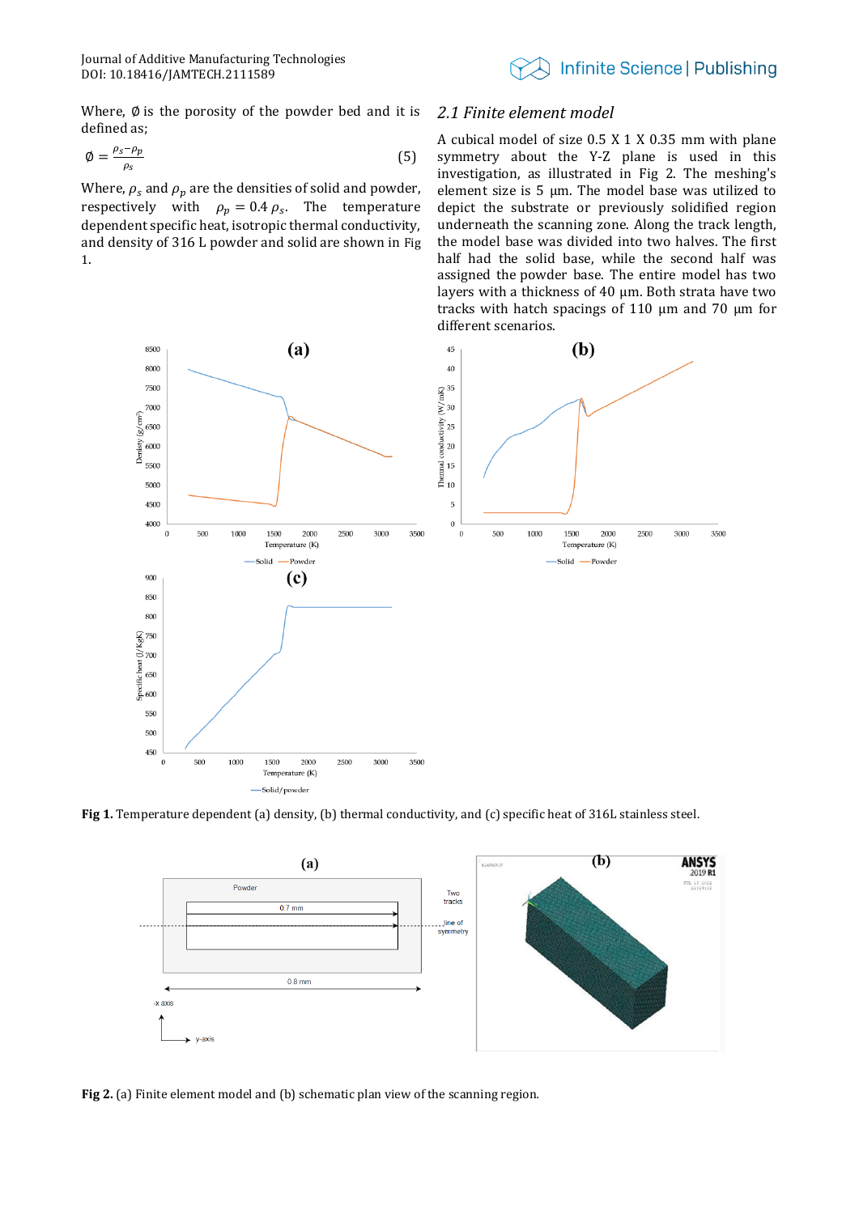Where, $\emptyset$ is the porosity of the powder bed and it is defined as;

$$\emptyset = \frac{\rho_s - \rho_p}{\rho_s} \tag{5}$$

Where, $\rho_s$ and $\rho_p$ are the densities of solid and powder, respectively with $\rho_p = 0.4\,\rho_s$. The temperature dependent specific heat, isotropic thermal conductivity, and density of 316 L powder and solid are shown in Fig 1.

## 2.1 Finite element model

A cubical model of size 0.5 X 1 X 0.35 mm with plane symmetry about the Y-Z plane is used in this investigation, as illustrated in Fig 2. The meshing's element size is 5 µm. The model base was utilized to depict the substrate or previously solidified region underneath the scanning zone. Along the track length, the model base was divided into two halves. The first half had the solid base, while the second half was assigned the powder base. The entire model has two layers with a thickness of 40 µm. Both strata have two tracks with hatch spacings of 110 µm and 70 µm for different scenarios.

**Fig 1.** Temperature dependent (a) density, (b) thermal conductivity, and (c) specific heat of 316L stainless steel.

**Fig 2.** (a) Finite element model and (b) schematic plan view of the scanning region.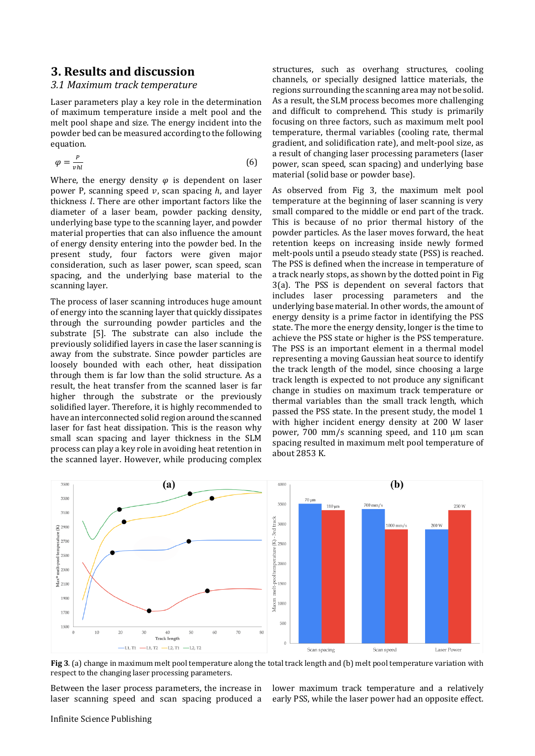## 3. Results and discussion

### *3.1 Maximum track temperature*

Laser parameters play a key role in the determination of maximum temperature inside a melt pool and the melt pool shape and size. The energy incident into the powder bed can be measured according to the following equation.

$$\varphi = \frac{P}{vhl} \quad (6)$$

Where, the energy density $\varphi$ is dependent on laser power P, scanning speed $v$, scan spacing $h$, and layer thickness $l$. There are other important factors like the diameter of a laser beam, powder packing density, underlying base type to the scanning layer, and powder material properties that can also influence the amount of energy density entering into the powder bed. In the present study, four factors were given major consideration, such as laser power, scan speed, scan spacing, and the underlying base material to the scanning layer.

The process of laser scanning introduces huge amount of energy into the scanning layer that quickly dissipates through the surrounding powder particles and the substrate [5]. The substrate can also include the previously solidified layers in case the laser scanning is away from the substrate. Since powder particles are loosely bounded with each other, heat dissipation through them is far low than the solid structure. As a result, the heat transfer from the scanned laser is far higher through the substrate or the previously solidified layer. Therefore, it is highly recommended to have an interconnected solid region around the scanned laser for fast heat dissipation. This is the reason why small scan spacing and layer thickness in the SLM process can play a key role in avoiding heat retention in the scanned layer. However, while producing complex structures, such as overhang structures, cooling channels, or specially designed lattice materials, the regions surrounding the scanning area may not be solid. As a result, the SLM process becomes more challenging and difficult to comprehend. This study is primarily focusing on three factors, such as maximum melt pool temperature, thermal variables (cooling rate, thermal gradient, and solidification rate), and melt-pool size, as a result of changing laser processing parameters (laser power, scan speed, scan spacing) and underlying base material (solid base or powder base).

As observed from Fig 3, the maximum melt pool temperature at the beginning of laser scanning is very small compared to the middle or end part of the track. This is because of no prior thermal history of the powder particles. As the laser moves forward, the heat retention keeps on increasing inside newly formed melt-pools until a pseudo steady state (PSS) is reached. The PSS is defined when the increase in temperature of a track nearly stops, as shown by the dotted point in Fig 3(a). The PSS is dependent on several factors that includes laser processing parameters and the underlying base material. In other words, the amount of energy density is a prime factor in identifying the PSS state. The more the energy density, longer is the time to achieve the PSS state or higher is the PSS temperature. The PSS is an important element in a thermal model representing a moving Gaussian heat source to identify the track length of the model, since choosing a large track length is expected to not produce any significant change in studies on maximum track temperature or thermal variables than the small track length, which passed the PSS state. In the present study, the model 1 with higher incident energy density at 200 W laser power, 700 mm/s scanning speed, and 110 µm scan spacing resulted in maximum melt pool temperature of about 2853 K.

**Fig 3**. (a) change in maximum melt pool temperature along the total track length and (b) melt pool temperature variation with respect to the changing laser processing parameters.

Between the laser process parameters, the increase in laser scanning speed and scan spacing produced a lower maximum track temperature and a relatively early PSS, while the laser power had an opposite effect.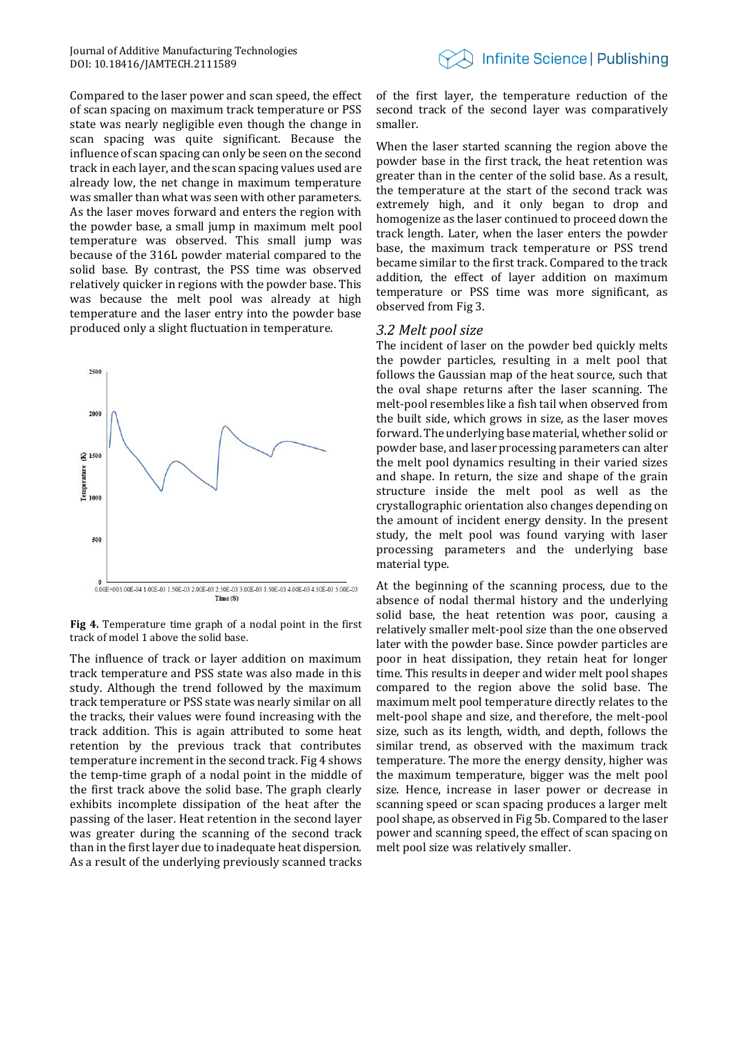Compared to the laser power and scan speed, the effect of scan spacing on maximum track temperature or PSS state was nearly negligible even though the change in scan spacing was quite significant. Because the influence of scan spacing can only be seen on the second track in each layer, and the scan spacing values used are already low, the net change in maximum temperature was smaller than what was seen with other parameters. As the laser moves forward and enters the region with the powder base, a small jump in maximum melt pool temperature was observed. This small jump was because of the 316L powder material compared to the solid base. By contrast, the PSS time was observed relatively quicker in regions with the powder base. This was because the melt pool was already at high temperature and the laser entry into the powder base produced only a slight fluctuation in temperature.

**Fig 4.** Temperature time graph of a nodal point in the first track of model 1 above the solid base.

The influence of track or layer addition on maximum track temperature and PSS state was also made in this study. Although the trend followed by the maximum track temperature or PSS state was nearly similar on all the tracks, their values were found increasing with the track addition. This is again attributed to some heat retention by the previous track that contributes temperature increment in the second track. Fig 4 shows the temp-time graph of a nodal point in the middle of the first track above the solid base. The graph clearly exhibits incomplete dissipation of the heat after the passing of the laser. Heat retention in the second layer was greater during the scanning of the second track than in the first layer due to inadequate heat dispersion. As a result of the underlying previously scanned tracks of the first layer, the temperature reduction of the second track of the second layer was comparatively smaller.

When the laser started scanning the region above the powder base in the first track, the heat retention was greater than in the center of the solid base. As a result, the temperature at the start of the second track was extremely high, and it only began to drop and homogenize as the laser continued to proceed down the track length. Later, when the laser enters the powder base, the maximum track temperature or PSS trend became similar to the first track. Compared to the track addition, the effect of layer addition on maximum temperature or PSS time was more significant, as observed from Fig 3.

### *3.2 Melt pool size*

The incident of laser on the powder bed quickly melts the powder particles, resulting in a melt pool that follows the Gaussian map of the heat source, such that the oval shape returns after the laser scanning. The melt-pool resembles like a fish tail when observed from the built side, which grows in size, as the laser moves forward. The underlying base material, whether solid or powder base, and laser processing parameters can alter the melt pool dynamics resulting in their varied sizes and shape. In return, the size and shape of the grain structure inside the melt pool as well as the crystallographic orientation also changes depending on the amount of incident energy density. In the present study, the melt pool was found varying with laser processing parameters and the underlying base material type.

At the beginning of the scanning process, due to the absence of nodal thermal history and the underlying solid base, the heat retention was poor, causing a relatively smaller melt-pool size than the one observed later with the powder base. Since powder particles are poor in heat dissipation, they retain heat for longer time. This results in deeper and wider melt pool shapes compared to the region above the solid base. The maximum melt pool temperature directly relates to the melt-pool shape and size, and therefore, the melt-pool size, such as its length, width, and depth, follows the similar trend, as observed with the maximum track temperature. The more the energy density, higher was the maximum temperature, bigger was the melt pool size. Hence, increase in laser power or decrease in scanning speed or scan spacing produces a larger melt pool shape, as observed in Fig 5b. Compared to the laser power and scanning speed, the effect of scan spacing on melt pool size was relatively smaller.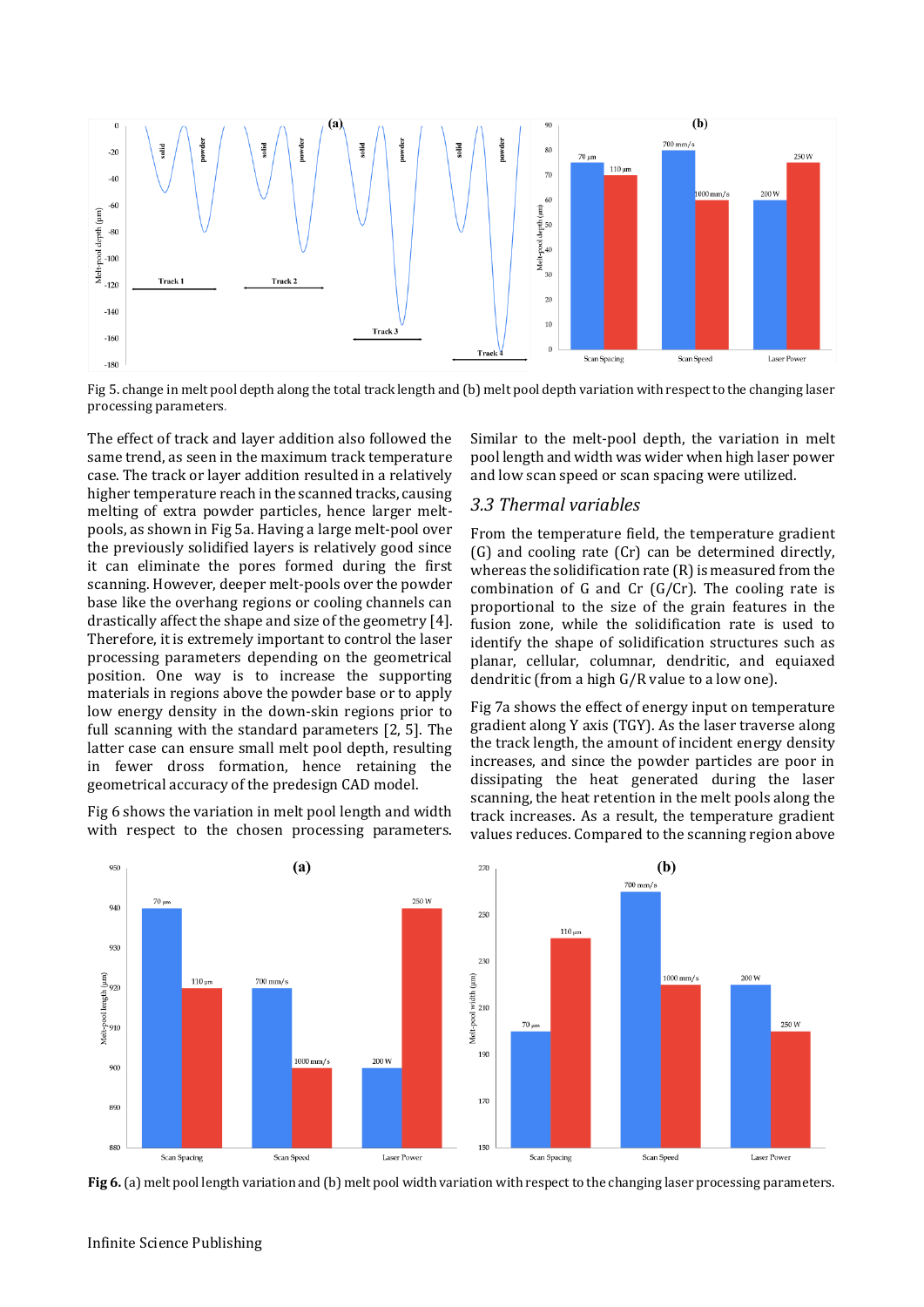Fig 5. change in melt pool depth along the total track length and (b) melt pool depth variation with respect to the changing laser processing parameters.

The effect of track and layer addition also followed the same trend, as seen in the maximum track temperature case. The track or layer addition resulted in a relatively higher temperature reach in the scanned tracks, causing melting of extra powder particles, hence larger melt-pools, as shown in Fig 5a. Having a large melt-pool over the previously solidified layers is relatively good since it can eliminate the pores formed during the first scanning. However, deeper melt-pools over the powder base like the overhang regions or cooling channels can drastically affect the shape and size of the geometry [4]. Therefore, it is extremely important to control the laser processing parameters depending on the geometrical position. One way is to increase the supporting materials in regions above the powder base or to apply low energy density in the down-skin regions prior to full scanning with the standard parameters [2, 5]. The latter case can ensure small melt pool depth, resulting in fewer dross formation, hence retaining the geometrical accuracy of the predesign CAD model.

Fig 6 shows the variation in melt pool length and width with respect to the chosen processing parameters. Similar to the melt-pool depth, the variation in melt pool length and width was wider when high laser power and low scan speed or scan spacing were utilized.

### *3.3 Thermal variables*

From the temperature field, the temperature gradient (G) and cooling rate (Cr) can be determined directly, whereas the solidification rate (R) is measured from the combination of G and Cr (G/Cr). The cooling rate is proportional to the size of the grain features in the fusion zone, while the solidification rate is used to identify the shape of solidification structures such as planar, cellular, columnar, dendritic, and equiaxed dendritic (from a high G/R value to a low one).

Fig 7a shows the effect of energy input on temperature gradient along Y axis (TGY). As the laser traverse along the track length, the amount of incident energy density increases, and since the powder particles are poor in dissipating the heat generated during the laser scanning, the heat retention in the melt pools along the track increases. As a result, the temperature gradient values reduces. Compared to the scanning region above

**Fig 6.** (a) melt pool length variation and (b) melt pool width variation with respect to the changing laser processing parameters.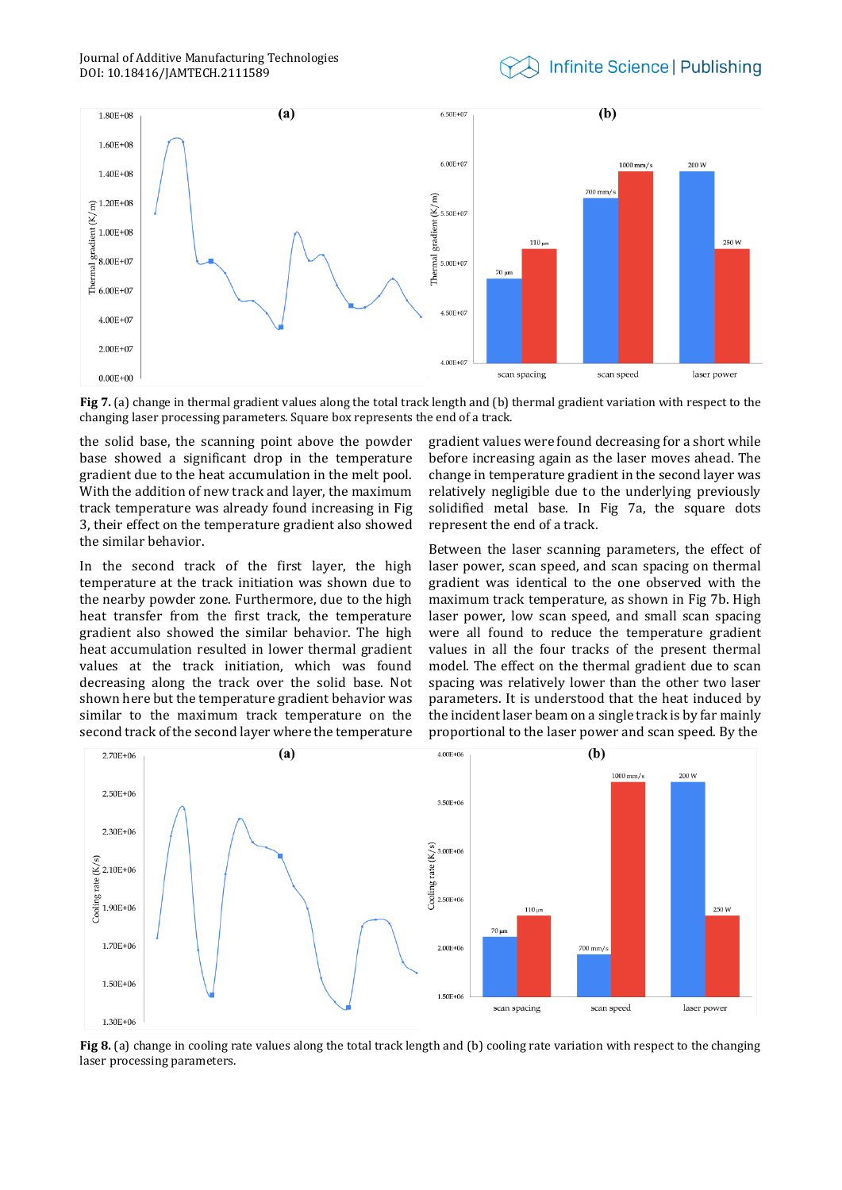**Fig 7.** (a) change in thermal gradient values along the total track length and (b) thermal gradient variation with respect to the changing laser processing parameters. Square box represents the end of a track.

the solid base, the scanning point above the powder base showed a significant drop in the temperature gradient due to the heat accumulation in the melt pool. With the addition of new track and layer, the maximum track temperature was already found increasing in Fig 3, their effect on the temperature gradient also showed the similar behavior.

In the second track of the first layer, the high temperature at the track initiation was shown due to the nearby powder zone. Furthermore, due to the high heat transfer from the first track, the temperature gradient also showed the similar behavior. The high heat accumulation resulted in lower thermal gradient values at the track initiation, which was found decreasing along the track over the solid base. Not shown here but the temperature gradient behavior was similar to the maximum track temperature on the second track of the second layer where the temperature gradient values were found decreasing for a short while before increasing again as the laser moves ahead. The change in temperature gradient in the second layer was relatively negligible due to the underlying previously solidified metal base. In Fig 7a, the square dots represent the end of a track.

Between the laser scanning parameters, the effect of laser power, scan speed, and scan spacing on thermal gradient was identical to the one observed with the maximum track temperature, as shown in Fig 7b. High laser power, low scan speed, and small scan spacing were all found to reduce the temperature gradient values in all the four tracks of the present thermal model. The effect on the thermal gradient due to scan spacing was relatively lower than the other two laser parameters. It is understood that the heat induced by the incident laser beam on a single track is by far mainly proportional to the laser power and scan speed. By the

**Fig 8.** (a) change in cooling rate values along the total track length and (b) cooling rate variation with respect to the changing laser processing parameters.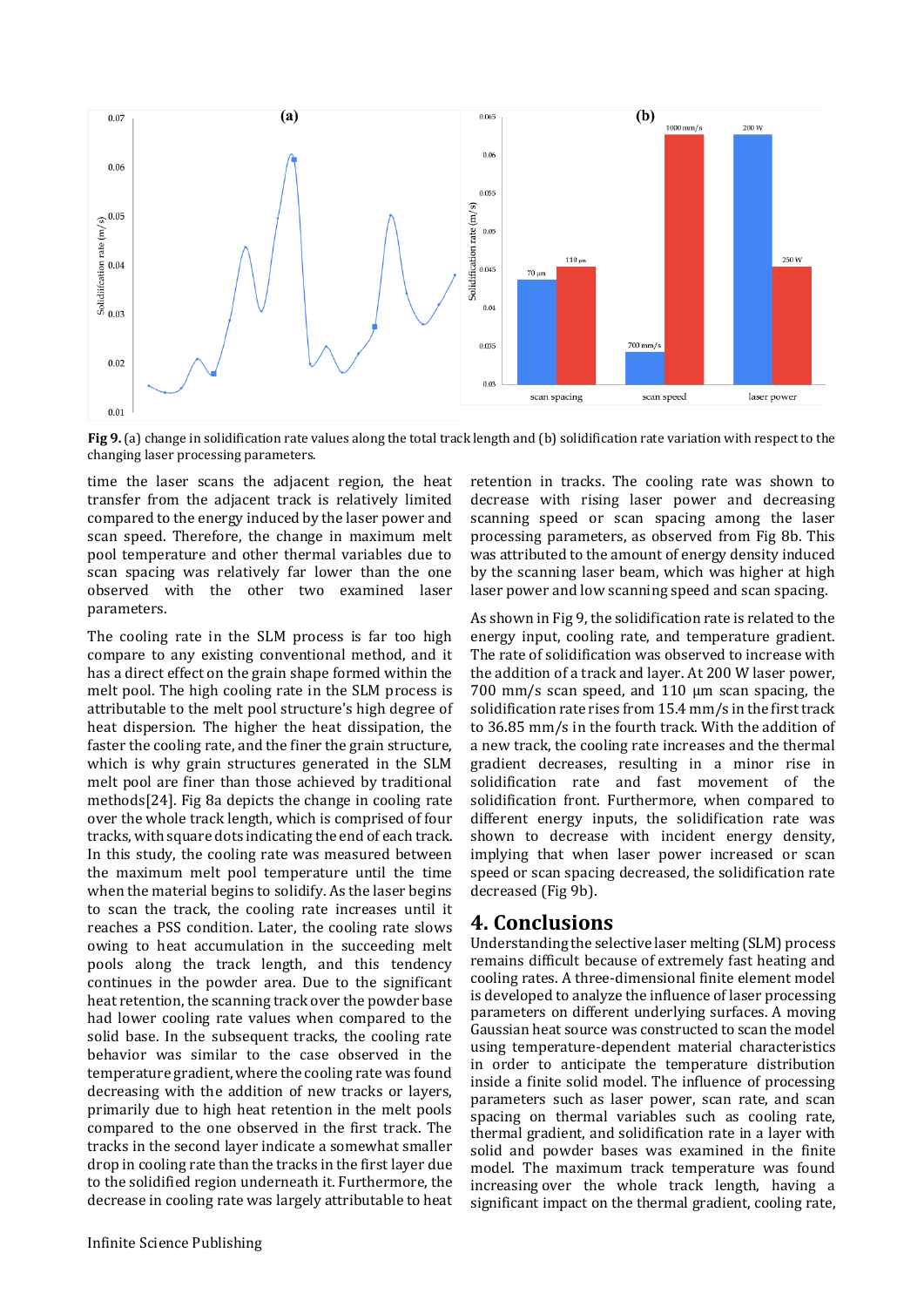**Fig 9.** (a) change in solidification rate values along the total track length and (b) solidification rate variation with respect to the changing laser processing parameters.

time the laser scans the adjacent region, the heat transfer from the adjacent track is relatively limited compared to the energy induced by the laser power and scan speed. Therefore, the change in maximum melt pool temperature and other thermal variables due to scan spacing was relatively far lower than the one observed with the other two examined laser parameters.

The cooling rate in the SLM process is far too high compare to any existing conventional method, and it has a direct effect on the grain shape formed within the melt pool. The high cooling rate in the SLM process is attributable to the melt pool structure's high degree of heat dispersion. The higher the heat dissipation, the faster the cooling rate, and the finer the grain structure, which is why grain structures generated in the SLM melt pool are finer than those achieved by traditional methods[24]. Fig 8a depicts the change in cooling rate over the whole track length, which is comprised of four tracks, with square dots indicating the end of each track. In this study, the cooling rate was measured between the maximum melt pool temperature until the time when the material begins to solidify. As the laser begins to scan the track, the cooling rate increases until it reaches a PSS condition. Later, the cooling rate slows owing to heat accumulation in the succeeding melt pools along the track length, and this tendency continues in the powder area. Due to the significant heat retention, the scanning track over the powder base had lower cooling rate values when compared to the solid base. In the subsequent tracks, the cooling rate behavior was similar to the case observed in the temperature gradient, where the cooling rate was found decreasing with the addition of new tracks or layers, primarily due to high heat retention in the melt pools compared to the one observed in the first track. The tracks in the second layer indicate a somewhat smaller drop in cooling rate than the tracks in the first layer due to the solidified region underneath it. Furthermore, the decrease in cooling rate was largely attributable to heat retention in tracks. The cooling rate was shown to decrease with rising laser power and decreasing scanning speed or scan spacing among the laser processing parameters, as observed from Fig 8b. This was attributed to the amount of energy density induced by the scanning laser beam, which was higher at high laser power and low scanning speed and scan spacing.

As shown in Fig 9, the solidification rate is related to the energy input, cooling rate, and temperature gradient. The rate of solidification was observed to increase with the addition of a track and layer. At 200 W laser power, 700 mm/s scan speed, and 110 µm scan spacing, the solidification rate rises from 15.4 mm/s in the first track to 36.85 mm/s in the fourth track. With the addition of a new track, the cooling rate increases and the thermal gradient decreases, resulting in a minor rise in solidification rate and fast movement of the solidification front. Furthermore, when compared to different energy inputs, the solidification rate was shown to decrease with incident energy density, implying that when laser power increased or scan speed or scan spacing decreased, the solidification rate decreased (Fig 9b).

# 4. Conclusions

Understanding the selective laser melting (SLM) process remains difficult because of extremely fast heating and cooling rates. A three-dimensional finite element model is developed to analyze the influence of laser processing parameters on different underlying surfaces. A moving Gaussian heat source was constructed to scan the model using temperature-dependent material characteristics in order to anticipate the temperature distribution inside a finite solid model. The influence of processing parameters such as laser power, scan rate, and scan spacing on thermal variables such as cooling rate, thermal gradient, and solidification rate in a layer with solid and powder bases was examined in the finite model. The maximum track temperature was found increasing over the whole track length, having a significant impact on the thermal gradient, cooling rate,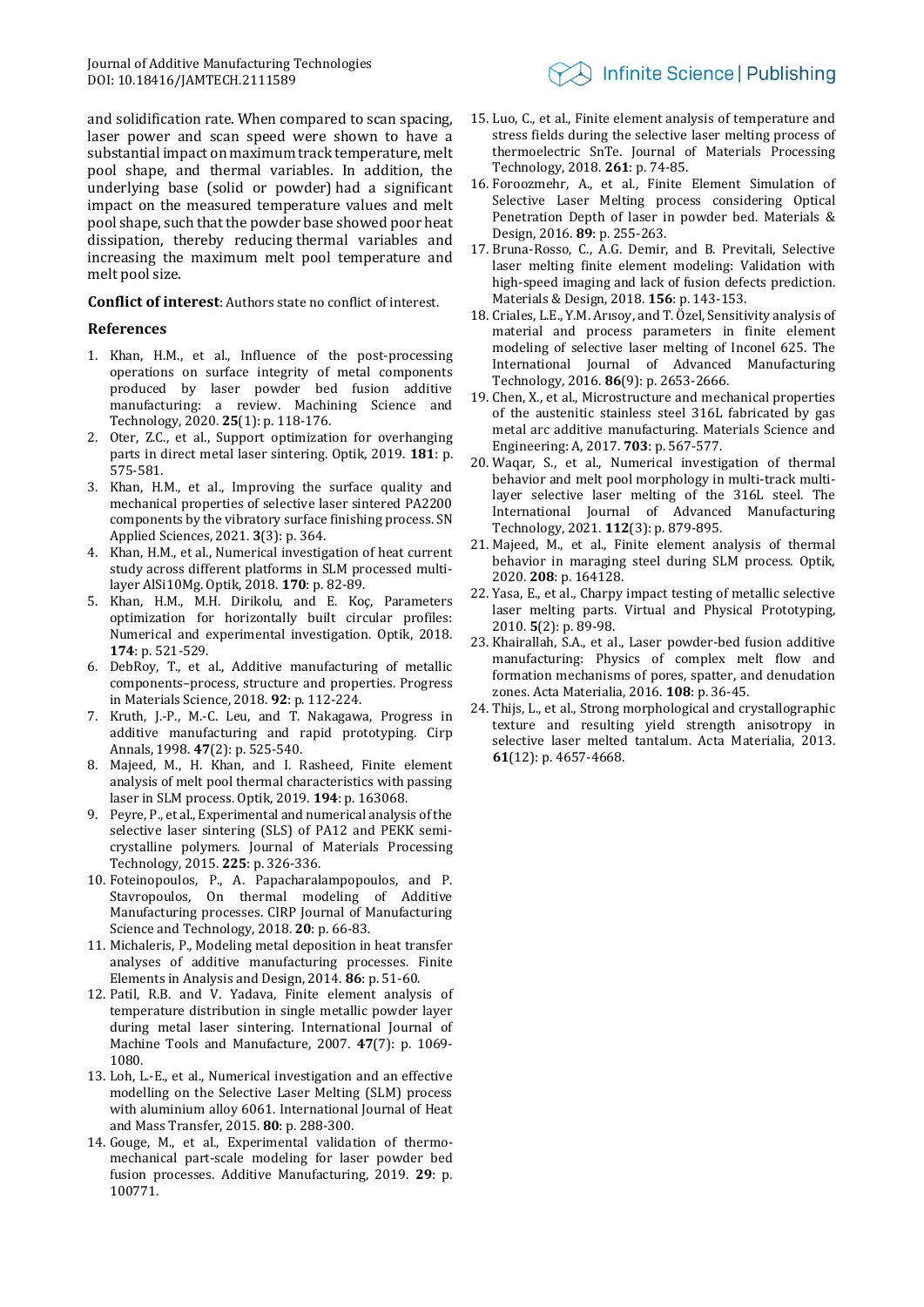and solidification rate. When compared to scan spacing, laser power and scan speed were shown to have a substantial impact on maximum track temperature, melt pool shape, and thermal variables. In addition, the underlying base (solid or powder) had a significant impact on the measured temperature values and melt pool shape, such that the powder base showed poor heat dissipation, thereby reducing thermal variables and increasing the maximum melt pool temperature and melt pool size.

**Conflict of interest**: Authors state no conflict of interest.

### References

1. Khan, H.M., et al., Influence of the post-processing operations on surface integrity of metal components produced by laser powder bed fusion additive manufacturing: a review. Machining Science and Technology, 2020. **25**(1): p. 118-176.
2. Oter, Z.C., et al., Support optimization for overhanging parts in direct metal laser sintering. Optik, 2019. **181**: p. 575-581.
3. Khan, H.M., et al., Improving the surface quality and mechanical properties of selective laser sintered PA2200 components by the vibratory surface finishing process. SN Applied Sciences, 2021. **3**(3): p. 364.
4. Khan, H.M., et al., Numerical investigation of heat current study across different platforms in SLM processed multi-layer AlSi10Mg. Optik, 2018. **170**: p. 82-89.
5. Khan, H.M., M.H. Dirikolu, and E. Koç, Parameters optimization for horizontally built circular profiles: Numerical and experimental investigation. Optik, 2018. **174**: p. 521-529.
6. DebRoy, T., et al., Additive manufacturing of metallic components–process, structure and properties. Progress in Materials Science, 2018. **92**: p. 112-224.
7. Kruth, J.-P., M.-C. Leu, and T. Nakagawa, Progress in additive manufacturing and rapid prototyping. Cirp Annals, 1998. **47**(2): p. 525-540.
8. Majeed, M., H. Khan, and I. Rasheed, Finite element analysis of melt pool thermal characteristics with passing laser in SLM process. Optik, 2019. **194**: p. 163068.
9. Peyre, P., et al., Experimental and numerical analysis of the selective laser sintering (SLS) of PA12 and PEKK semi-crystalline polymers. Journal of Materials Processing Technology, 2015. **225**: p. 326-336.
10. Foteinopoulos, P., A. Papacharalampopoulos, and P. Stavropoulos, On thermal modeling of Additive Manufacturing processes. CIRP Journal of Manufacturing Science and Technology, 2018. **20**: p. 66-83.
11. Michaleris, P., Modeling metal deposition in heat transfer analyses of additive manufacturing processes. Finite Elements in Analysis and Design, 2014. **86**: p. 51-60.
12. Patil, R.B. and V. Yadava, Finite element analysis of temperature distribution in single metallic powder layer during metal laser sintering. International Journal of Machine Tools and Manufacture, 2007. **47**(7): p. 1069-1080.
13. Loh, L.-E., et al., Numerical investigation and an effective modelling on the Selective Laser Melting (SLM) process with aluminium alloy 6061. International Journal of Heat and Mass Transfer, 2015. **80**: p. 288-300.
14. Gouge, M., et al., Experimental validation of thermo-mechanical part-scale modeling for laser powder bed fusion processes. Additive Manufacturing, 2019. **29**: p. 100771.
15. Luo, C., et al., Finite element analysis of temperature and stress fields during the selective laser melting process of thermoelectric SnTe. Journal of Materials Processing Technology, 2018. **261**: p. 74-85.
16. Foroozmehr, A., et al., Finite Element Simulation of Selective Laser Melting process considering Optical Penetration Depth of laser in powder bed. Materials & Design, 2016. **89**: p. 255-263.
17. Bruna-Rosso, C., A.G. Demir, and B. Previtali, Selective laser melting finite element modeling: Validation with high-speed imaging and lack of fusion defects prediction. Materials & Design, 2018. **156**: p. 143-153.
18. Criales, L.E., Y.M. Arısoy, and T. Özel, Sensitivity analysis of material and process parameters in finite element modeling of selective laser melting of Inconel 625. The International Journal of Advanced Manufacturing Technology, 2016. **86**(9): p. 2653-2666.
19. Chen, X., et al., Microstructure and mechanical properties of the austenitic stainless steel 316L fabricated by gas metal arc additive manufacturing. Materials Science and Engineering: A, 2017. **703**: p. 567-577.
20. Waqar, S., et al., Numerical investigation of thermal behavior and melt pool morphology in multi-track multi-layer selective laser melting of the 316L steel. The International Journal of Advanced Manufacturing Technology, 2021. **112**(3): p. 879-895.
21. Majeed, M., et al., Finite element analysis of thermal behavior in maraging steel during SLM process. Optik, 2020. **208**: p. 164128.
22. Yasa, E., et al., Charpy impact testing of metallic selective laser melting parts. Virtual and Physical Prototyping, 2010. **5**(2): p. 89-98.
23. Khairallah, S.A., et al., Laser powder-bed fusion additive manufacturing: Physics of complex melt flow and formation mechanisms of pores, spatter, and denudation zones. Acta Materialia, 2016. **108**: p. 36-45.
24. Thijs, L., et al., Strong morphological and crystallographic texture and resulting yield strength anisotropy in selective laser melted tantalum. Acta Materialia, 2013. **61**(12): p. 4657-4668.